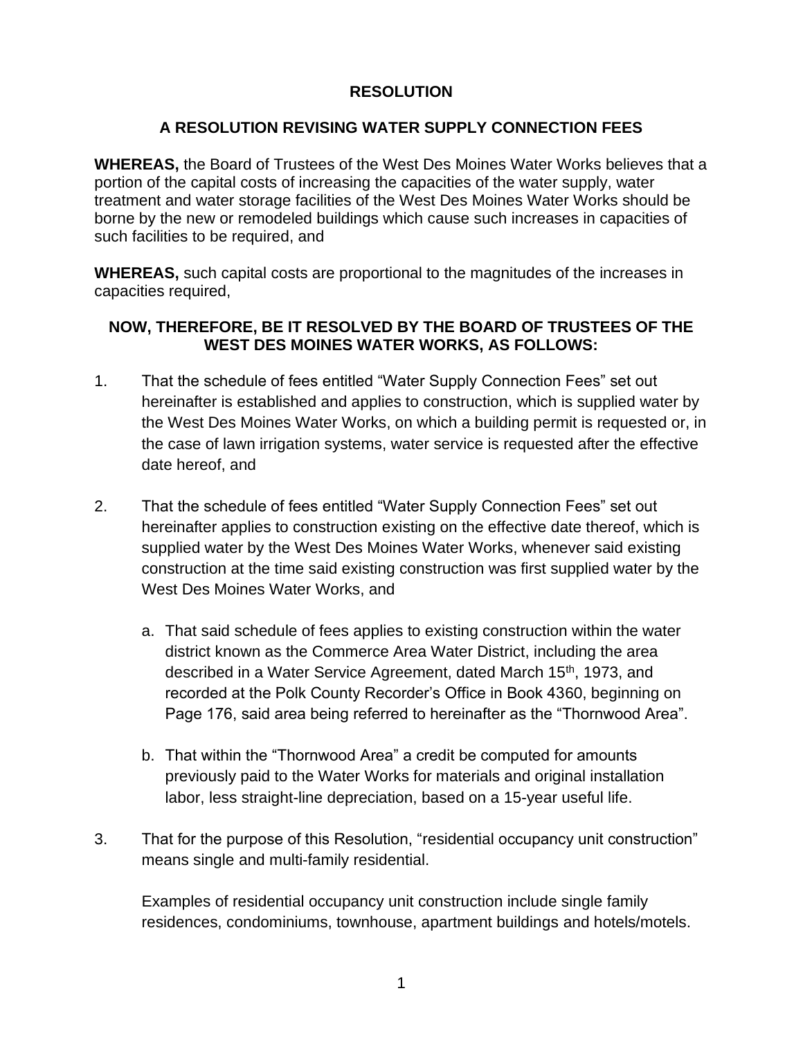# RESOLUTION

## A RESOLUTION REVISING WATER SUPPLY CONNECTION FEES

**WHEREAS,** the Board of Trustees of the West Des Moines Water Works believes that a portion of the capital costs of increasing the capacities of the water supply, water treatment and water storage facilities of the West Des Moines Water Works should be borne by the new or remodeled buildings which cause such increases in capacities of such facilities to be required, and

**WHEREAS,** such capital costs are proportional to the magnitudes of the increases in capacities required,

**NOW, THEREFORE, BE IT RESOLVED BY THE BOARD OF TRUSTEES OF THE WEST DES MOINES WATER WORKS, AS FOLLOWS:**

1. That the schedule of fees entitled "Water Supply Connection Fees" set out hereinafter is established and applies to construction, which is supplied water by the West Des Moines Water Works, on which a building permit is requested or, in the case of lawn irrigation systems, water service is requested after the effective date hereof, and

2. That the schedule of fees entitled "Water Supply Connection Fees" set out hereinafter applies to construction existing on the effective date thereof, which is supplied water by the West Des Moines Water Works, whenever said existing construction at the time said existing construction was first supplied water by the West Des Moines Water Works, and

   a. That said schedule of fees applies to existing construction within the water district known as the Commerce Area Water District, including the area described in a Water Service Agreement, dated March 15th, 1973, and recorded at the Polk County Recorder's Office in Book 4360, beginning on Page 176, said area being referred to hereinafter as the "Thornwood Area".

   b. That within the "Thornwood Area" a credit be computed for amounts previously paid to the Water Works for materials and original installation labor, less straight-line depreciation, based on a 15-year useful life.

3. That for the purpose of this Resolution, "residential occupancy unit construction" means single and multi-family residential.

   Examples of residential occupancy unit construction include single family residences, condominiums, townhouse, apartment buildings and hotels/motels.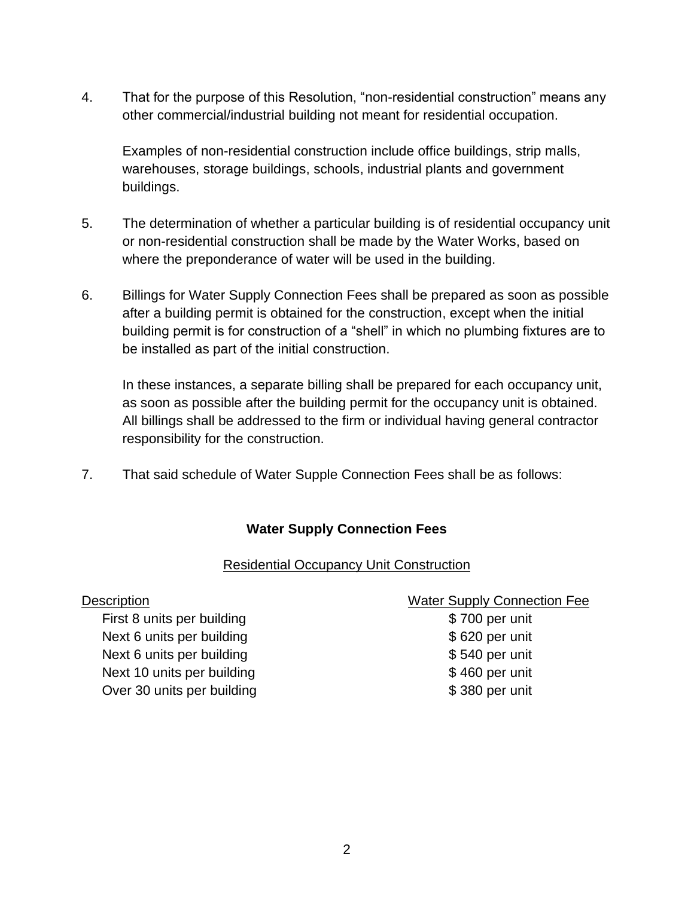4. That for the purpose of this Resolution, “non-residential construction” means any other commercial/industrial building not meant for residential occupation.

   Examples of non-residential construction include office buildings, strip malls, warehouses, storage buildings, schools, industrial plants and government buildings.

5. The determination of whether a particular building is of residential occupancy unit or non-residential construction shall be made by the Water Works, based on where the preponderance of water will be used in the building.

6. Billings for Water Supply Connection Fees shall be prepared as soon as possible after a building permit is obtained for the construction, except when the initial building permit is for construction of a “shell” in which no plumbing fixtures are to be installed as part of the initial construction.

   In these instances, a separate billing shall be prepared for each occupancy unit, as soon as possible after the building permit for the occupancy unit is obtained. All billings shall be addressed to the firm or individual having general contractor responsibility for the construction.

7. That said schedule of Water Supple Connection Fees shall be as follows:

**Water Supply Connection Fees**

Residential Occupancy Unit Construction

| Description | Water Supply Connection Fee |
|---|---|
| First 8 units per building | $ 700 per unit |
| Next 6 units per building | $ 620 per unit |
| Next 6 units per building | $ 540 per unit |
| Next 10 units per building | $ 460 per unit |
| Over 30 units per building | $ 380 per unit |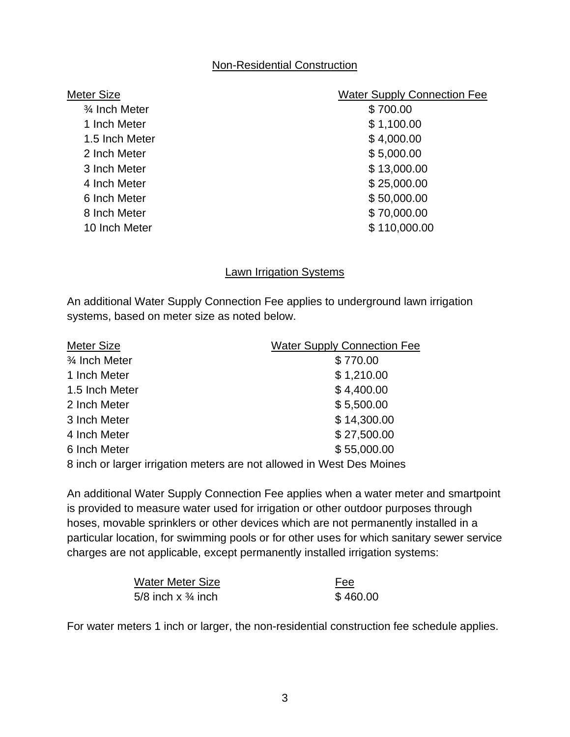## Non-Residential Construction

| Meter Size | Water Supply Connection Fee |
|---|---|
| ¾ Inch Meter | $ 700.00 |
| 1 Inch Meter | $ 1,100.00 |
| 1.5 Inch Meter | $ 4,000.00 |
| 2 Inch Meter | $ 5,000.00 |
| 3 Inch Meter | $ 13,000.00 |
| 4 Inch Meter | $ 25,000.00 |
| 6 Inch Meter | $ 50,000.00 |
| 8 Inch Meter | $ 70,000.00 |
| 10 Inch Meter | $ 110,000.00 |

## Lawn Irrigation Systems

An additional Water Supply Connection Fee applies to underground lawn irrigation systems, based on meter size as noted below.

| Meter Size | Water Supply Connection Fee |
|---|---|
| ¾ Inch Meter | $ 770.00 |
| 1 Inch Meter | $ 1,210.00 |
| 1.5 Inch Meter | $ 4,400.00 |
| 2 Inch Meter | $ 5,500.00 |
| 3 Inch Meter | $ 14,300.00 |
| 4 Inch Meter | $ 27,500.00 |
| 6 Inch Meter | $ 55,000.00 |

8 inch or larger irrigation meters are not allowed in West Des Moines

An additional Water Supply Connection Fee applies when a water meter and smartpoint is provided to measure water used for irrigation or other outdoor purposes through hoses, movable sprinklers or other devices which are not permanently installed in a particular location, for swimming pools or for other uses for which sanitary sewer service charges are not applicable, except permanently installed irrigation systems:

| Water Meter Size | Fee |
|---|---|
| 5/8 inch x ¾ inch | $ 460.00 |

For water meters 1 inch or larger, the non-residential construction fee schedule applies.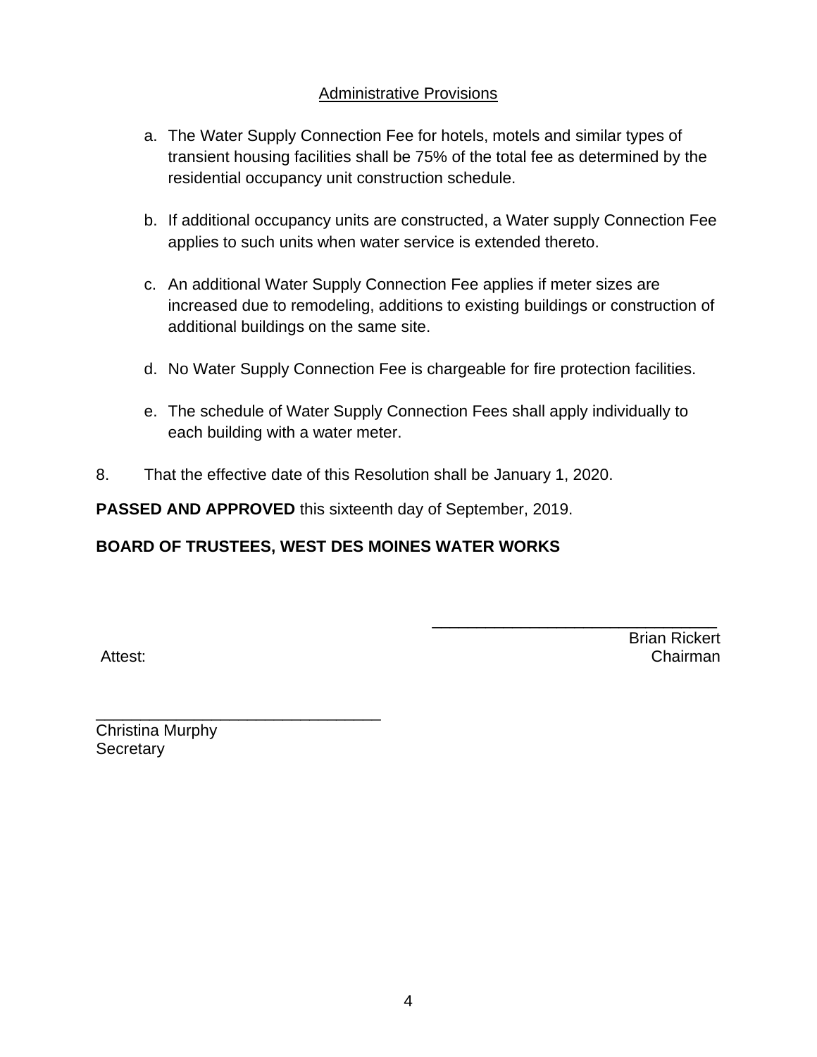Administrative Provisions

a. The Water Supply Connection Fee for hotels, motels and similar types of transient housing facilities shall be 75% of the total fee as determined by the residential occupancy unit construction schedule.

b. If additional occupancy units are constructed, a Water supply Connection Fee applies to such units when water service is extended thereto.

c. An additional Water Supply Connection Fee applies if meter sizes are increased due to remodeling, additions to existing buildings or construction of additional buildings on the same site.

d. No Water Supply Connection Fee is chargeable for fire protection facilities.

e. The schedule of Water Supply Connection Fees shall apply individually to each building with a water meter.

8. That the effective date of this Resolution shall be January 1, 2020.

**PASSED AND APPROVED** this sixteenth day of September, 2019.

**BOARD OF TRUSTEES, WEST DES MOINES WATER WORKS**

\_\_\_\_\_\_\_\_\_\_\_\_\_\_\_\_\_\_\_\_\_\_\_\_\_\_\_\_\_\_\_\_
Brian Rickert
Chairman

Attest:

\_\_\_\_\_\_\_\_\_\_\_\_\_\_\_\_\_\_\_\_\_\_\_\_\_\_\_\_\_\_\_\_
Christina Murphy
Secretary